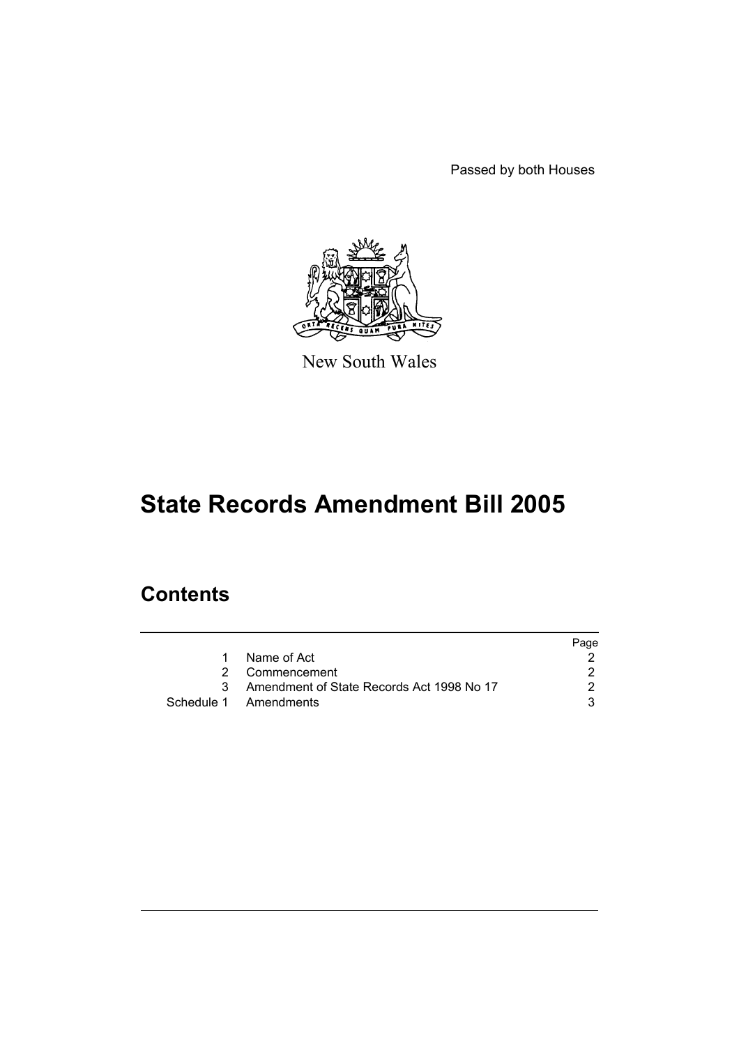Passed by both Houses

New South Wales

# State Records Amendment Bill 2005

## Contents

| | | Page |
|---|---|---|
| 1 | Name of Act | 2 |
| 2 | Commencement | 2 |
| 3 | Amendment of State Records Act 1998 No 17 | 2 |
| Schedule 1 | Amendments | 3 |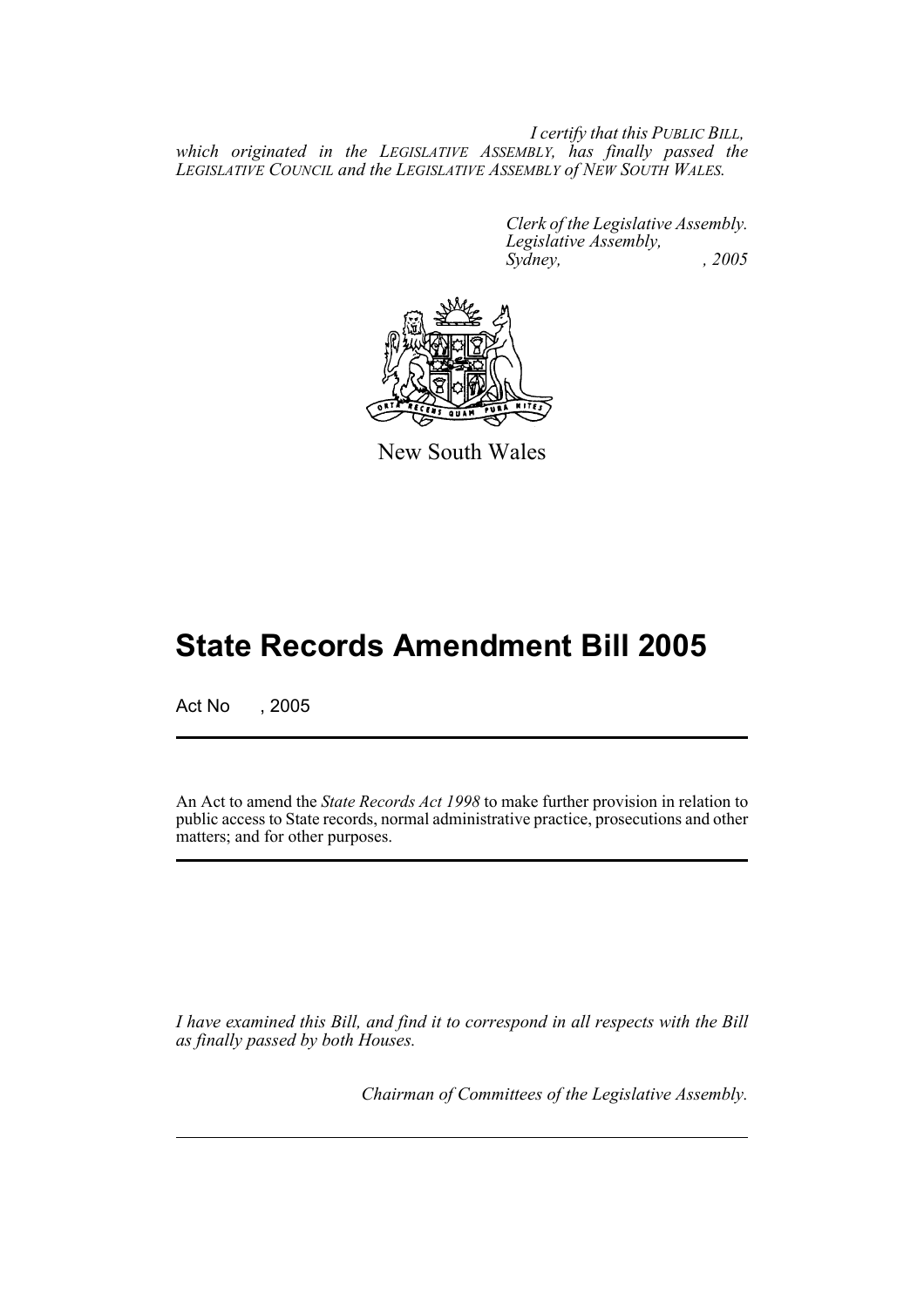*I certify that this PUBLIC BILL, which originated in the LEGISLATIVE ASSEMBLY, has finally passed the LEGISLATIVE COUNCIL and the LEGISLATIVE ASSEMBLY of NEW SOUTH WALES.*

*Clerk of the Legislative Assembly.*
*Legislative Assembly,*
*Sydney, , 2005*

New South Wales

# State Records Amendment Bill 2005

Act No , 2005

An Act to amend the *State Records Act 1998* to make further provision in relation to public access to State records, normal administrative practice, prosecutions and other matters; and for other purposes.

*I have examined this Bill, and find it to correspond in all respects with the Bill as finally passed by both Houses.*

*Chairman of Committees of the Legislative Assembly.*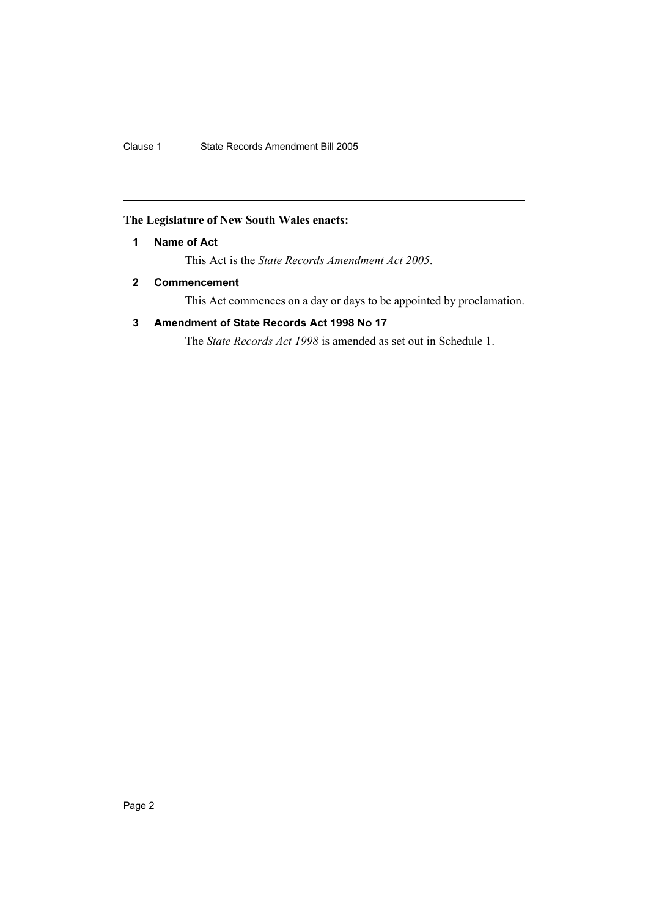**The Legislature of New South Wales enacts:**

### 1 Name of Act

This Act is the *State Records Amendment Act 2005*.

### 2 Commencement

This Act commences on a day or days to be appointed by proclamation.

### 3 Amendment of State Records Act 1998 No 17

The *State Records Act 1998* is amended as set out in Schedule 1.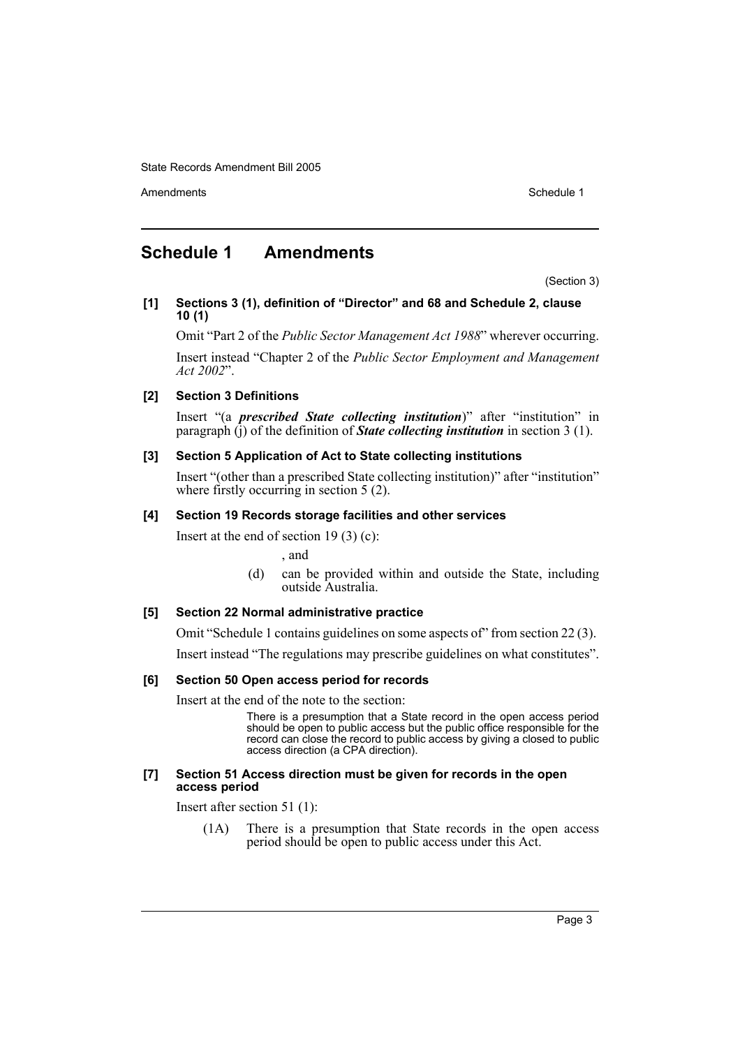## Schedule 1 Amendments

(Section 3)

**[1] Sections 3 (1), definition of "Director" and 68 and Schedule 2, clause 10 (1)**

Omit "Part 2 of the *Public Sector Management Act 1988*" wherever occurring.

Insert instead "Chapter 2 of the *Public Sector Employment and Management Act 2002*".

**[2] Section 3 Definitions**

Insert "(a ***prescribed State collecting institution***)" after "institution" in paragraph (j) of the definition of ***State collecting institution*** in section 3 (1).

**[3] Section 5 Application of Act to State collecting institutions**

Insert "(other than a prescribed State collecting institution)" after "institution" where firstly occurring in section 5 (2).

**[4] Section 19 Records storage facilities and other services**

Insert at the end of section 19 (3) (c):

, and

(d) can be provided within and outside the State, including outside Australia.

**[5] Section 22 Normal administrative practice**

Omit "Schedule 1 contains guidelines on some aspects of" from section 22 (3).

Insert instead "The regulations may prescribe guidelines on what constitutes".

**[6] Section 50 Open access period for records**

Insert at the end of the note to the section:

There is a presumption that a State record in the open access period should be open to public access but the public office responsible for the record can close the record to public access by giving a closed to public access direction (a CPA direction).

**[7] Section 51 Access direction must be given for records in the open access period**

Insert after section 51 (1):

(1A) There is a presumption that State records in the open access period should be open to public access under this Act.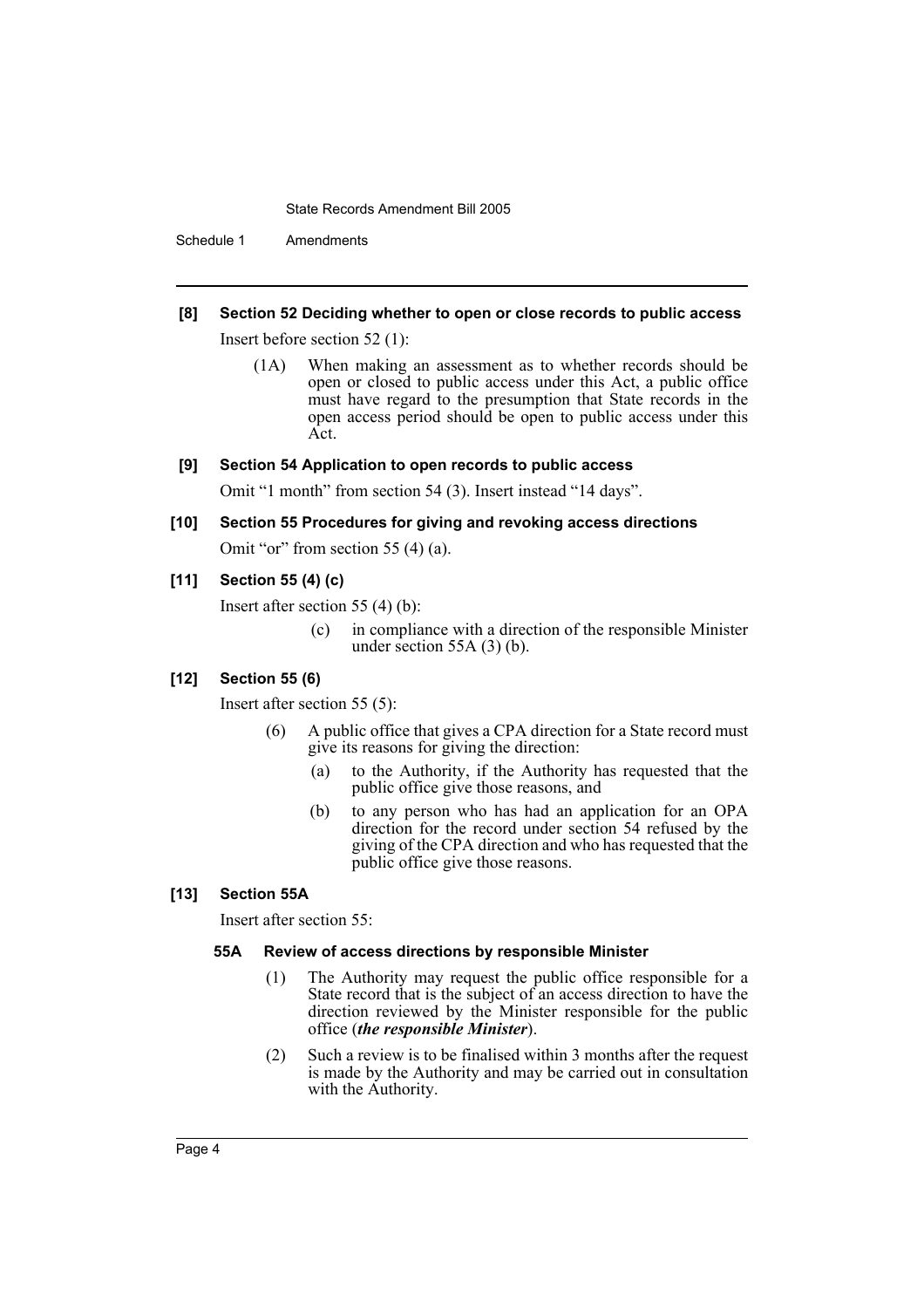**[8] Section 52 Deciding whether to open or close records to public access**

Insert before section 52 (1):

(1A) When making an assessment as to whether records should be open or closed to public access under this Act, a public office must have regard to the presumption that State records in the open access period should be open to public access under this Act.

**[9] Section 54 Application to open records to public access**

Omit "1 month" from section 54 (3). Insert instead "14 days".

**[10] Section 55 Procedures for giving and revoking access directions**

Omit "or" from section 55 (4) (a).

**[11] Section 55 (4) (c)**

Insert after section 55 (4) (b):

(c) in compliance with a direction of the responsible Minister under section 55A (3) (b).

**[12] Section 55 (6)**

Insert after section 55 (5):

(6) A public office that gives a CPA direction for a State record must give its reasons for giving the direction:

(a) to the Authority, if the Authority has requested that the public office give those reasons, and

(b) to any person who has had an application for an OPA direction for the record under section 54 refused by the giving of the CPA direction and who has requested that the public office give those reasons.

**[13] Section 55A**

Insert after section 55:

**55A Review of access directions by responsible Minister**

(1) The Authority may request the public office responsible for a State record that is the subject of an access direction to have the direction reviewed by the Minister responsible for the public office (***the responsible Minister***).

(2) Such a review is to be finalised within 3 months after the request is made by the Authority and may be carried out in consultation with the Authority.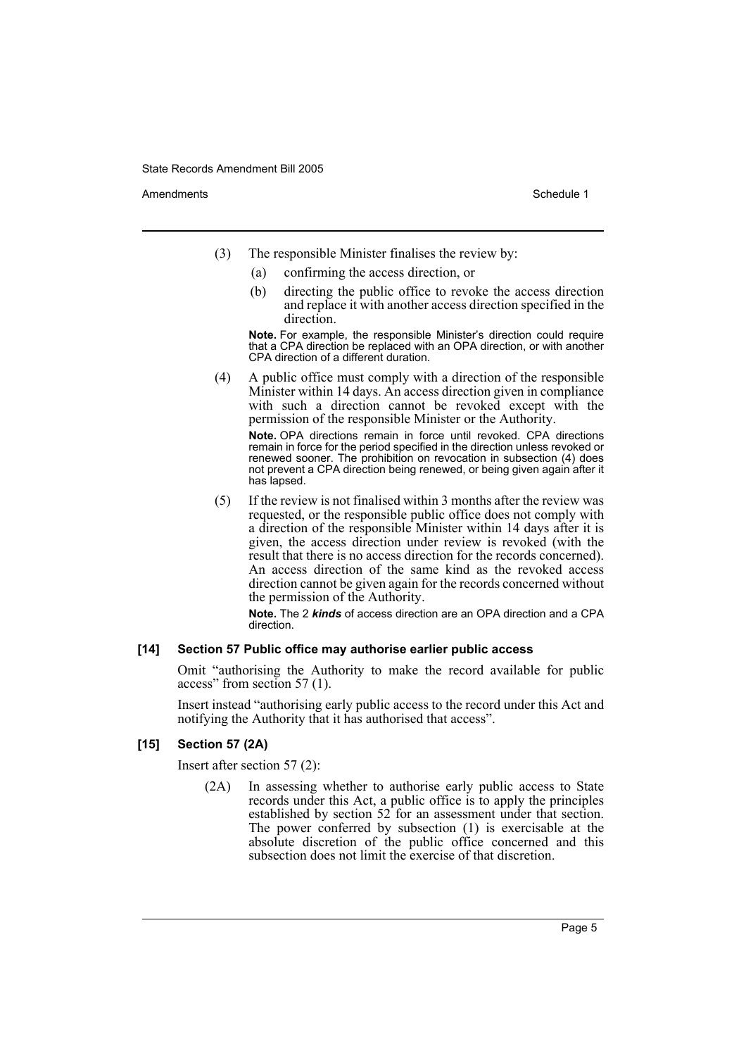(3) The responsible Minister finalises the review by:

(a) confirming the access direction, or

(b) directing the public office to revoke the access direction and replace it with another access direction specified in the direction.

**Note.** For example, the responsible Minister's direction could require that a CPA direction be replaced with an OPA direction, or with another CPA direction of a different duration.

(4) A public office must comply with a direction of the responsible Minister within 14 days. An access direction given in compliance with such a direction cannot be revoked except with the permission of the responsible Minister or the Authority.

**Note.** OPA directions remain in force until revoked. CPA directions remain in force for the period specified in the direction unless revoked or renewed sooner. The prohibition on revocation in subsection (4) does not prevent a CPA direction being renewed, or being given again after it has lapsed.

(5) If the review is not finalised within 3 months after the review was requested, or the responsible public office does not comply with a direction of the responsible Minister within 14 days after it is given, the access direction under review is revoked (with the result that there is no access direction for the records concerned). An access direction of the same kind as the revoked access direction cannot be given again for the records concerned without the permission of the Authority.

**Note.** The 2 ***kinds*** of access direction are an OPA direction and a CPA direction.

#### [14] Section 57 Public office may authorise earlier public access

Omit "authorising the Authority to make the record available for public access" from section 57 (1).

Insert instead "authorising early public access to the record under this Act and notifying the Authority that it has authorised that access".

#### [15] Section 57 (2A)

Insert after section 57 (2):

(2A) In assessing whether to authorise early public access to State records under this Act, a public office is to apply the principles established by section 52 for an assessment under that section. The power conferred by subsection (1) is exercisable at the absolute discretion of the public office concerned and this subsection does not limit the exercise of that discretion.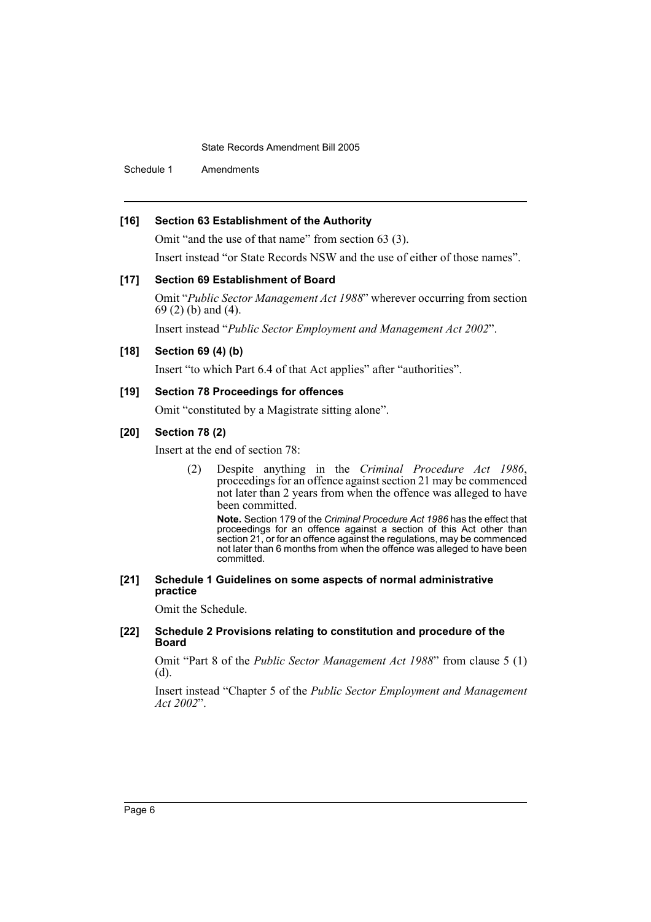**[16] Section 63 Establishment of the Authority**

Omit "and the use of that name" from section 63 (3).

Insert instead "or State Records NSW and the use of either of those names".

**[17] Section 69 Establishment of Board**

Omit "*Public Sector Management Act 1988*" wherever occurring from section 69 (2) (b) and (4).

Insert instead "*Public Sector Employment and Management Act 2002*".

**[18] Section 69 (4) (b)**

Insert "to which Part 6.4 of that Act applies" after "authorities".

**[19] Section 78 Proceedings for offences**

Omit "constituted by a Magistrate sitting alone".

**[20] Section 78 (2)**

Insert at the end of section 78:

> (2) Despite anything in the *Criminal Procedure Act 1986*, proceedings for an offence against section 21 may be commenced not later than 2 years from when the offence was alleged to have been committed.
>
> **Note.** Section 179 of the *Criminal Procedure Act 1986* has the effect that proceedings for an offence against a section of this Act other than section 21, or for an offence against the regulations, may be commenced not later than 6 months from when the offence was alleged to have been committed.

**[21] Schedule 1 Guidelines on some aspects of normal administrative practice**

Omit the Schedule.

**[22] Schedule 2 Provisions relating to constitution and procedure of the Board**

Omit "Part 8 of the *Public Sector Management Act 1988*" from clause 5 (1) (d).

Insert instead "Chapter 5 of the *Public Sector Employment and Management Act 2002*".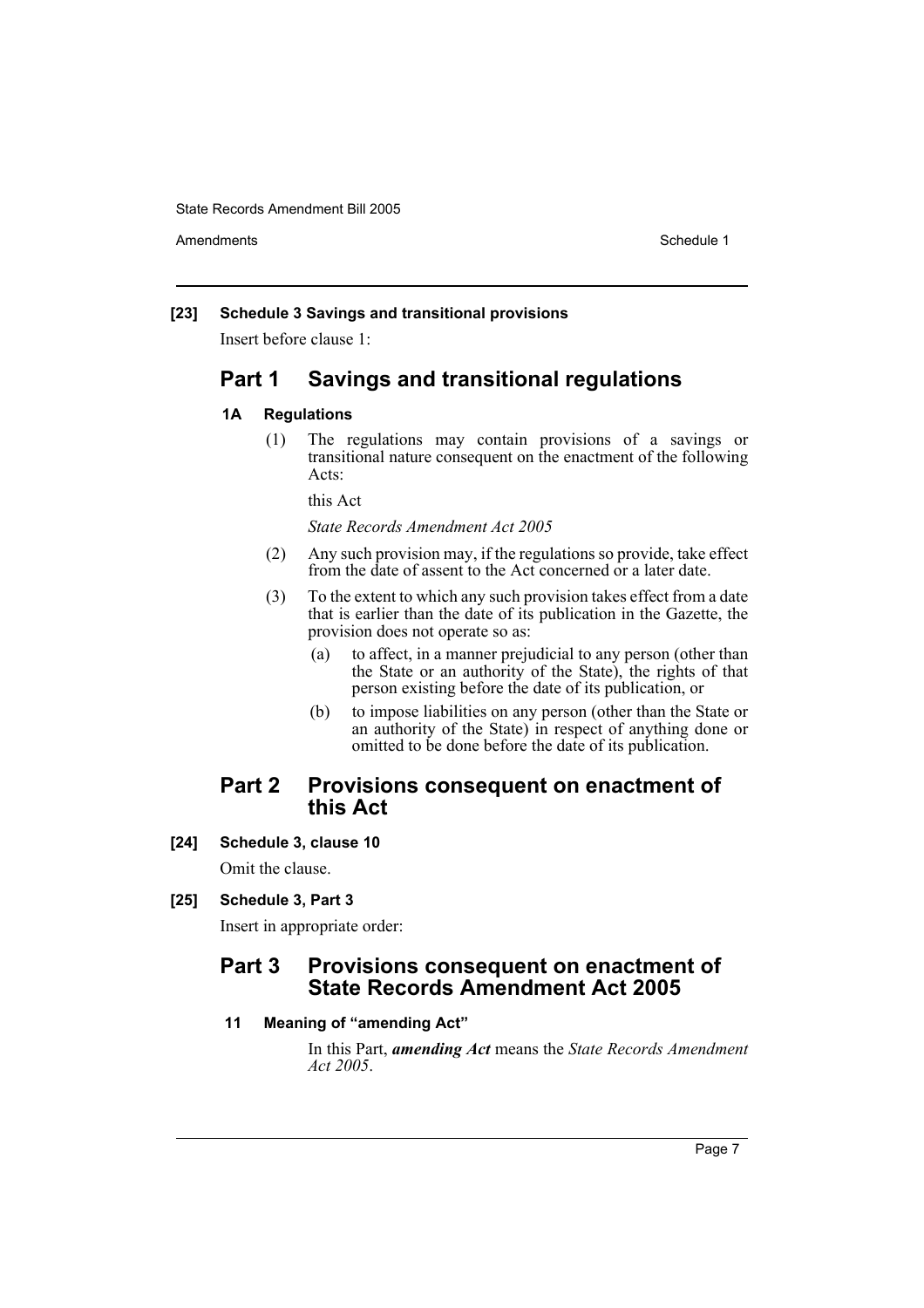**[23] Schedule 3 Savings and transitional provisions**

Insert before clause 1:

## Part 1 Savings and transitional regulations

**1A Regulations**

(1) The regulations may contain provisions of a savings or transitional nature consequent on the enactment of the following Acts:

this Act

*State Records Amendment Act 2005*

(2) Any such provision may, if the regulations so provide, take effect from the date of assent to the Act concerned or a later date.

(3) To the extent to which any such provision takes effect from a date that is earlier than the date of its publication in the Gazette, the provision does not operate so as:

- (a) to affect, in a manner prejudicial to any person (other than the State or an authority of the State), the rights of that person existing before the date of its publication, or
- (b) to impose liabilities on any person (other than the State or an authority of the State) in respect of anything done or omitted to be done before the date of its publication.

## Part 2 Provisions consequent on enactment of this Act

**[24] Schedule 3, clause 10**

Omit the clause.

**[25] Schedule 3, Part 3**

Insert in appropriate order:

## Part 3 Provisions consequent on enactment of State Records Amendment Act 2005

**11 Meaning of "amending Act"**

In this Part, ***amending Act*** means the *State Records Amendment Act 2005*.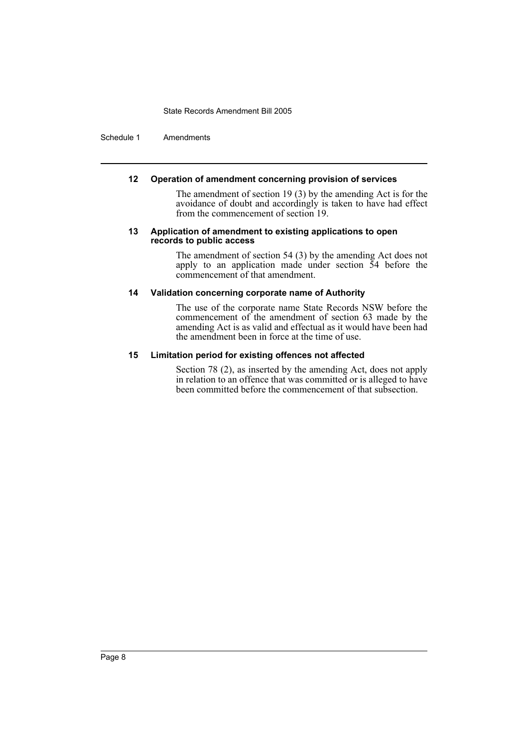#### 12 Operation of amendment concerning provision of services

The amendment of section 19 (3) by the amending Act is for the avoidance of doubt and accordingly is taken to have had effect from the commencement of section 19.

#### 13 Application of amendment to existing applications to open records to public access

The amendment of section 54 (3) by the amending Act does not apply to an application made under section 54 before the commencement of that amendment.

#### 14 Validation concerning corporate name of Authority

The use of the corporate name State Records NSW before the commencement of the amendment of section 63 made by the amending Act is as valid and effectual as it would have been had the amendment been in force at the time of use.

#### 15 Limitation period for existing offences not affected

Section 78 (2), as inserted by the amending Act, does not apply in relation to an offence that was committed or is alleged to have been committed before the commencement of that subsection.